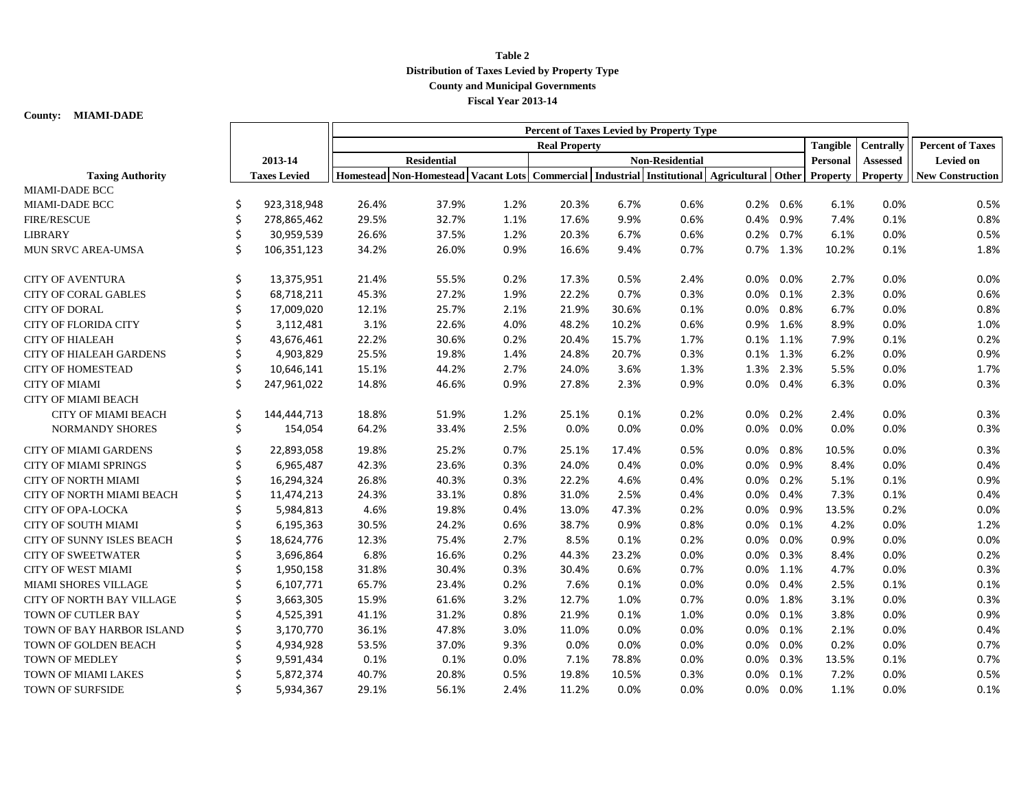**Table 2**
**Distribution of Taxes Levied by Property Type**
**County and Municipal Governments**
**Fiscal Year 2013-14**

**County: MIAMI-DADE**

| | | Percent of Taxes Levied by Property Type | | | | | | | | | | |
|---|---|---|---|---|---|---|---|---|---|---|---|---|
| | | Real Property | | | | | | | | Tangible | Centrally | Percent of Taxes |
| | 2013-14 | Residential | | | Non-Residential | | | | | Personal | Assessed | Levied on |
| **Taxing Authority** | **Taxes Levied** | **Homestead** | **Non-Homestead** | **Vacant Lots** | **Commercial** | **Industrial** | **Institutional** | **Agricultural** | **Other** | **Property** | **Property** | **New Construction** |
| MIAMI-DADE BCC | | | | | | | | | | | | |
| MIAMI-DADE BCC | $ 923,318,948 | 26.4% | 37.9% | 1.2% | 20.3% | 6.7% | 0.6% | 0.2% | 0.6% | 6.1% | 0.0% | 0.5% |
| FIRE/RESCUE | $ 278,865,462 | 29.5% | 32.7% | 1.1% | 17.6% | 9.9% | 0.6% | 0.4% | 0.9% | 7.4% | 0.1% | 0.8% |
| LIBRARY | $ 30,959,539 | 26.6% | 37.5% | 1.2% | 20.3% | 6.7% | 0.6% | 0.2% | 0.7% | 6.1% | 0.0% | 0.5% |
| MUN SRVC AREA-UMSA | $ 106,351,123 | 34.2% | 26.0% | 0.9% | 16.6% | 9.4% | 0.7% | 0.7% | 1.3% | 10.2% | 0.1% | 1.8% |
| CITY OF AVENTURA | $ 13,375,951 | 21.4% | 55.5% | 0.2% | 17.3% | 0.5% | 2.4% | 0.0% | 0.0% | 2.7% | 0.0% | 0.0% |
| CITY OF CORAL GABLES | $ 68,718,211 | 45.3% | 27.2% | 1.9% | 22.2% | 0.7% | 0.3% | 0.0% | 0.1% | 2.3% | 0.0% | 0.6% |
| CITY OF DORAL | $ 17,009,020 | 12.1% | 25.7% | 2.1% | 21.9% | 30.6% | 0.1% | 0.0% | 0.8% | 6.7% | 0.0% | 0.8% |
| CITY OF FLORIDA CITY | $ 3,112,481 | 3.1% | 22.6% | 4.0% | 48.2% | 10.2% | 0.6% | 0.9% | 1.6% | 8.9% | 0.0% | 1.0% |
| CITY OF HIALEAH | $ 43,676,461 | 22.2% | 30.6% | 0.2% | 20.4% | 15.7% | 1.7% | 0.1% | 1.1% | 7.9% | 0.1% | 0.2% |
| CITY OF HIALEAH GARDENS | $ 4,903,829 | 25.5% | 19.8% | 1.4% | 24.8% | 20.7% | 0.3% | 0.1% | 1.3% | 6.2% | 0.0% | 0.9% |
| CITY OF HOMESTEAD | $ 10,646,141 | 15.1% | 44.2% | 2.7% | 24.0% | 3.6% | 1.3% | 1.3% | 2.3% | 5.5% | 0.0% | 1.7% |
| CITY OF MIAMI | $ 247,961,022 | 14.8% | 46.6% | 0.9% | 27.8% | 2.3% | 0.9% | 0.0% | 0.4% | 6.3% | 0.0% | 0.3% |
| CITY OF MIAMI BEACH | | | | | | | | | | | | |
| CITY OF MIAMI BEACH | $ 144,444,713 | 18.8% | 51.9% | 1.2% | 25.1% | 0.1% | 0.2% | 0.0% | 0.2% | 2.4% | 0.0% | 0.3% |
| NORMANDY SHORES | $ 154,054 | 64.2% | 33.4% | 2.5% | 0.0% | 0.0% | 0.0% | 0.0% | 0.0% | 0.0% | 0.0% | 0.3% |
| CITY OF MIAMI GARDENS | $ 22,893,058 | 19.8% | 25.2% | 0.7% | 25.1% | 17.4% | 0.5% | 0.0% | 0.8% | 10.5% | 0.0% | 0.3% |
| CITY OF MIAMI SPRINGS | $ 6,965,487 | 42.3% | 23.6% | 0.3% | 24.0% | 0.4% | 0.0% | 0.0% | 0.9% | 8.4% | 0.0% | 0.4% |
| CITY OF NORTH MIAMI | $ 16,294,324 | 26.8% | 40.3% | 0.3% | 22.2% | 4.6% | 0.4% | 0.0% | 0.2% | 5.1% | 0.1% | 0.9% |
| CITY OF NORTH MIAMI BEACH | $ 11,474,213 | 24.3% | 33.1% | 0.8% | 31.0% | 2.5% | 0.4% | 0.0% | 0.4% | 7.3% | 0.1% | 0.4% |
| CITY OF OPA-LOCKA | $ 5,984,813 | 4.6% | 19.8% | 0.4% | 13.0% | 47.3% | 0.2% | 0.0% | 0.9% | 13.5% | 0.2% | 0.0% |
| CITY OF SOUTH MIAMI | $ 6,195,363 | 30.5% | 24.2% | 0.6% | 38.7% | 0.9% | 0.8% | 0.0% | 0.1% | 4.2% | 0.0% | 1.2% |
| CITY OF SUNNY ISLES BEACH | $ 18,624,776 | 12.3% | 75.4% | 2.7% | 8.5% | 0.1% | 0.2% | 0.0% | 0.0% | 0.9% | 0.0% | 0.0% |
| CITY OF SWEETWATER | $ 3,696,864 | 6.8% | 16.6% | 0.2% | 44.3% | 23.2% | 0.0% | 0.0% | 0.3% | 8.4% | 0.0% | 0.2% |
| CITY OF WEST MIAMI | $ 1,950,158 | 31.8% | 30.4% | 0.3% | 30.4% | 0.6% | 0.7% | 0.0% | 1.1% | 4.7% | 0.0% | 0.3% |
| MIAMI SHORES VILLAGE | $ 6,107,771 | 65.7% | 23.4% | 0.2% | 7.6% | 0.1% | 0.0% | 0.0% | 0.4% | 2.5% | 0.1% | 0.1% |
| CITY OF NORTH BAY VILLAGE | $ 3,663,305 | 15.9% | 61.6% | 3.2% | 12.7% | 1.0% | 0.7% | 0.0% | 1.8% | 3.1% | 0.0% | 0.3% |
| TOWN OF CUTLER BAY | $ 4,525,391 | 41.1% | 31.2% | 0.8% | 21.9% | 0.1% | 1.0% | 0.0% | 0.1% | 3.8% | 0.0% | 0.9% |
| TOWN OF BAY HARBOR ISLAND | $ 3,170,770 | 36.1% | 47.8% | 3.0% | 11.0% | 0.0% | 0.0% | 0.0% | 0.1% | 2.1% | 0.0% | 0.4% |
| TOWN OF GOLDEN BEACH | $ 4,934,928 | 53.5% | 37.0% | 9.3% | 0.0% | 0.0% | 0.0% | 0.0% | 0.0% | 0.2% | 0.0% | 0.7% |
| TOWN OF MEDLEY | $ 9,591,434 | 0.1% | 0.1% | 0.0% | 7.1% | 78.8% | 0.0% | 0.0% | 0.3% | 13.5% | 0.1% | 0.7% |
| TOWN OF MIAMI LAKES | $ 5,872,374 | 40.7% | 20.8% | 0.5% | 19.8% | 10.5% | 0.3% | 0.0% | 0.1% | 7.2% | 0.0% | 0.5% |
| TOWN OF SURFSIDE | $ 5,934,367 | 29.1% | 56.1% | 2.4% | 11.2% | 0.0% | 0.0% | 0.0% | 0.0% | 1.1% | 0.0% | 0.1% |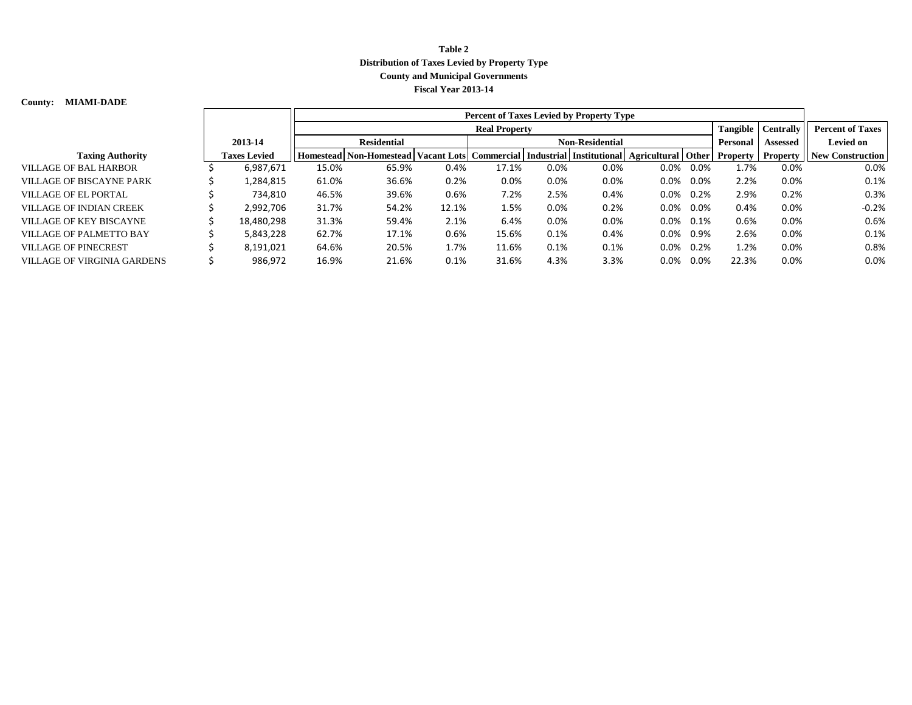**Table 2**
**Distribution of Taxes Levied by Property Type**
**County and Municipal Governments**
**Fiscal Year 2013-14**

**County: MIAMI-DADE**

| | | Percent of Taxes Levied by Property Type | | | | | | | | | | | |
|---|---|---|---|---|---|---|---|---|---|---|---|---|---|
| | | Real Property | | | | | | | | | Tangible | Centrally | Percent of Taxes |
| | 2013-14 | Residential | | | Non-Residential | | | | | | Personal | Assessed | Levied on |
| Taxing Authority | Taxes Levied | Homestead | Non-Homestead | Vacant Lots | Commercial | Industrial | Institutional | Agricultural | Other | | Property | Property | New Construction |
| VILLAGE OF BAL HARBOR | $ 6,987,671 | 15.0% | 65.9% | 0.4% | 17.1% | 0.0% | 0.0% | 0.0% | 0.0% | | 1.7% | 0.0% | 0.0% |
| VILLAGE OF BISCAYNE PARK | $ 1,284,815 | 61.0% | 36.6% | 0.2% | 0.0% | 0.0% | 0.0% | 0.0% | 0.0% | | 2.2% | 0.0% | 0.1% |
| VILLAGE OF EL PORTAL | $ 734,810 | 46.5% | 39.6% | 0.6% | 7.2% | 2.5% | 0.4% | 0.0% | 0.2% | | 2.9% | 0.2% | 0.3% |
| VILLAGE OF INDIAN CREEK | $ 2,992,706 | 31.7% | 54.2% | 12.1% | 1.5% | 0.0% | 0.2% | 0.0% | 0.0% | | 0.4% | 0.0% | -0.2% |
| VILLAGE OF KEY BISCAYNE | $ 18,480,298 | 31.3% | 59.4% | 2.1% | 6.4% | 0.0% | 0.0% | 0.0% | 0.1% | | 0.6% | 0.0% | 0.6% |
| VILLAGE OF PALMETTO BAY | $ 5,843,228 | 62.7% | 17.1% | 0.6% | 15.6% | 0.1% | 0.4% | 0.0% | 0.9% | | 2.6% | 0.0% | 0.1% |
| VILLAGE OF PINECREST | $ 8,191,021 | 64.6% | 20.5% | 1.7% | 11.6% | 0.1% | 0.1% | 0.0% | 0.2% | | 1.2% | 0.0% | 0.8% |
| VILLAGE OF VIRGINIA GARDENS | $ 986,972 | 16.9% | 21.6% | 0.1% | 31.6% | 4.3% | 3.3% | 0.0% | 0.0% | | 22.3% | 0.0% | 0.0% |